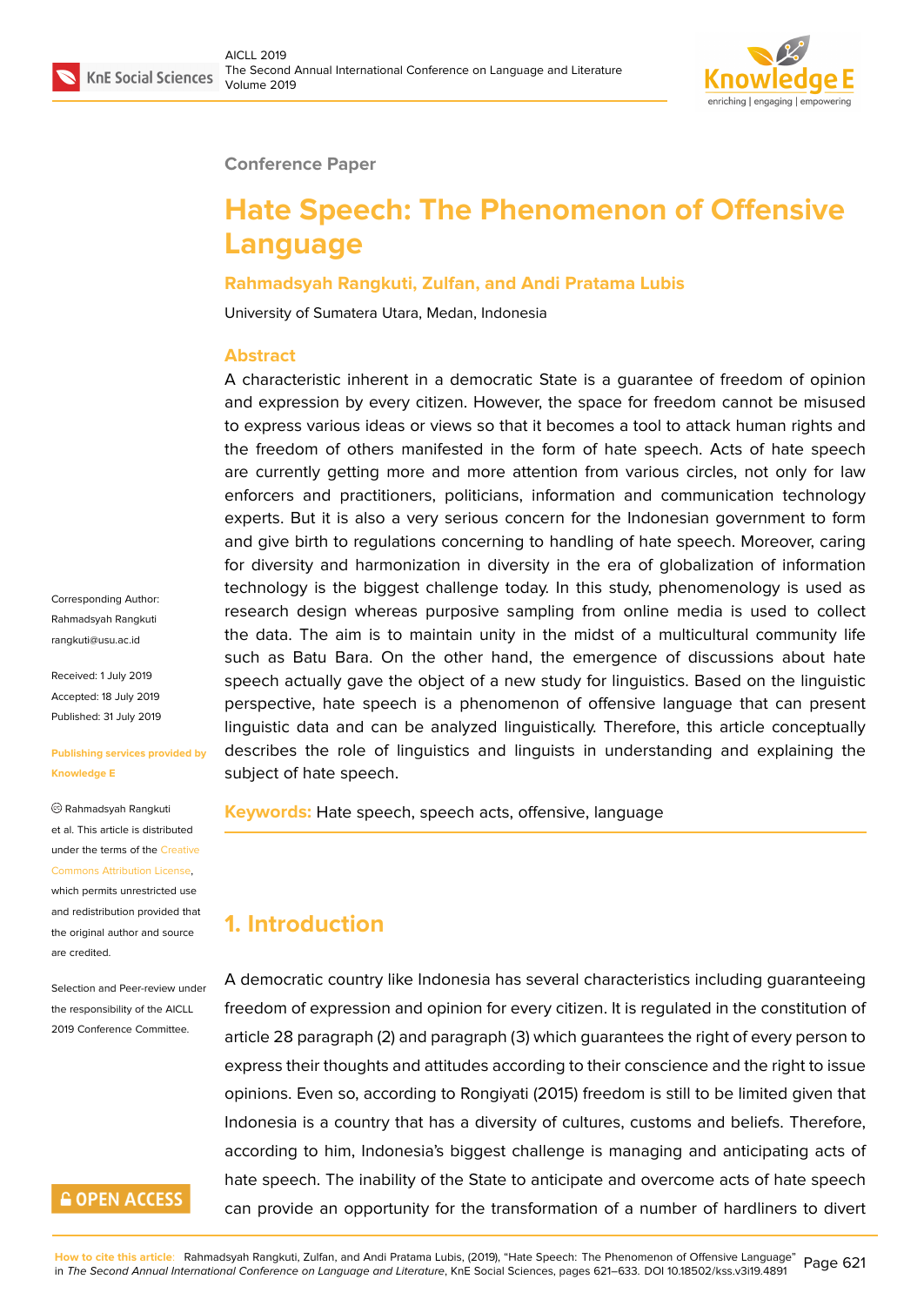Conference Paper

# Hate Speech: The Phenomenon of Offensive Language

**Rahmadsyah Rangkuti, Zulfan, and Andi Pratama Lubis**

University of Sumatera Utara, Medan, Indonesia

Corresponding Author: Rahmadsyah Rangkuti rangkuti@usu.ac.id

Received: 1 July 2019
Accepted: 18 July 2019
Published: 31 July 2019

Publishing services provided by Knowledge E

© Rahmadsyah Rangkuti et al. This article is distributed under the terms of the Creative Commons Attribution License, which permits unrestricted use and redistribution provided that the original author and source are credited.

Selection and Peer-review under the responsibility of the AICLL 2019 Conference Committee.

## Abstract

A characteristic inherent in a democratic State is a guarantee of freedom of opinion and expression by every citizen. However, the space for freedom cannot be misused to express various ideas or views so that it becomes a tool to attack human rights and the freedom of others manifested in the form of hate speech. Acts of hate speech are currently getting more and more attention from various circles, not only for law enforcers and practitioners, politicians, information and communication technology experts. But it is also a very serious concern for the Indonesian government to form and give birth to regulations concerning to handling of hate speech. Moreover, caring for diversity and harmonization in diversity in the era of globalization of information technology is the biggest challenge today. In this study, phenomenology is used as research design whereas purposive sampling from online media is used to collect the data. The aim is to maintain unity in the midst of a multicultural community life such as Batu Bara. On the other hand, the emergence of discussions about hate speech actually gave the object of a new study for linguistics. Based on the linguistic perspective, hate speech is a phenomenon of offensive language that can present linguistic data and can be analyzed linguistically. Therefore, this article conceptually describes the role of linguistics and linguists in understanding and explaining the subject of hate speech.

**Keywords:** Hate speech, speech acts, offensive, language

## 1. Introduction

A democratic country like Indonesia has several characteristics including guaranteeing freedom of expression and opinion for every citizen. It is regulated in the constitution of article 28 paragraph (2) and paragraph (3) which guarantees the right of every person to express their thoughts and attitudes according to their conscience and the right to issue opinions. Even so, according to Rongiyati (2015) freedom is still to be limited given that Indonesia is a country that has a diversity of cultures, customs and beliefs. Therefore, according to him, Indonesia's biggest challenge is managing and anticipating acts of hate speech. The inability of the State to anticipate and overcome acts of hate speech can provide an opportunity for the transformation of a number of hardliners to divert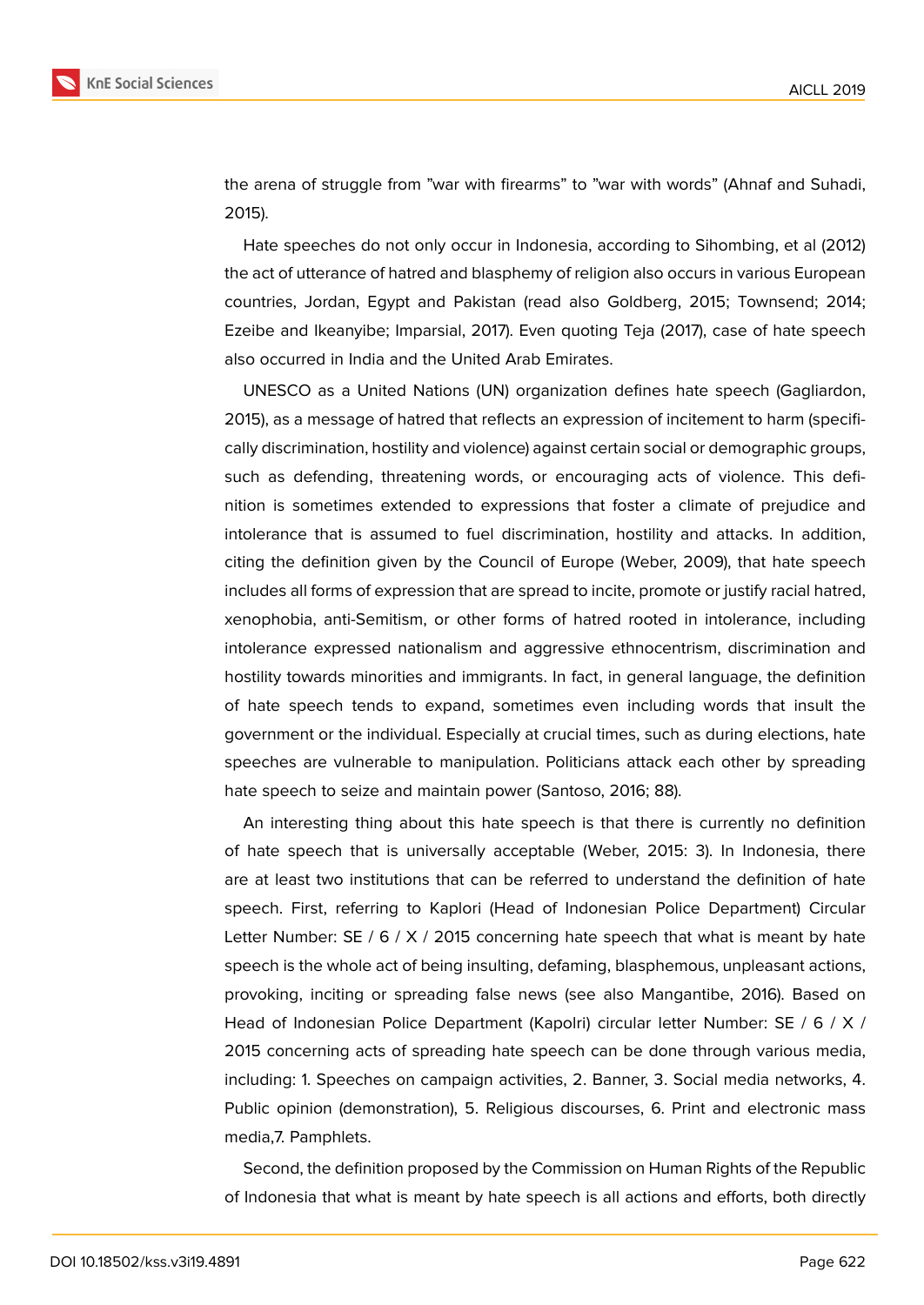the arena of struggle from "war with firearms" to "war with words" (Ahnaf and Suhadi, 2015).

Hate speeches do not only occur in Indonesia, according to Sihombing, et al (2012) the act of utterance of hatred and blasphemy of religion also occurs in various European countries, Jordan, Egypt and Pakistan (read also Goldberg, 2015; Townsend; 2014; Ezeibe and Ikeanyibe; Imparsial, 2017). Even quoting Teja (2017), case of hate speech also occurred in India and the United Arab Emirates.

UNESCO as a United Nations (UN) organization defines hate speech (Gagliardon, 2015), as a message of hatred that reflects an expression of incitement to harm (specifically discrimination, hostility and violence) against certain social or demographic groups, such as defending, threatening words, or encouraging acts of violence. This definition is sometimes extended to expressions that foster a climate of prejudice and intolerance that is assumed to fuel discrimination, hostility and attacks. In addition, citing the definition given by the Council of Europe (Weber, 2009), that hate speech includes all forms of expression that are spread to incite, promote or justify racial hatred, xenophobia, anti-Semitism, or other forms of hatred rooted in intolerance, including intolerance expressed nationalism and aggressive ethnocentrism, discrimination and hostility towards minorities and immigrants. In fact, in general language, the definition of hate speech tends to expand, sometimes even including words that insult the government or the individual. Especially at crucial times, such as during elections, hate speeches are vulnerable to manipulation. Politicians attack each other by spreading hate speech to seize and maintain power (Santoso, 2016; 88).

An interesting thing about this hate speech is that there is currently no definition of hate speech that is universally acceptable (Weber, 2015: 3). In Indonesia, there are at least two institutions that can be referred to understand the definition of hate speech. First, referring to Kaplori (Head of Indonesian Police Department) Circular Letter Number: SE / 6 / X / 2015 concerning hate speech that what is meant by hate speech is the whole act of being insulting, defaming, blasphemous, unpleasant actions, provoking, inciting or spreading false news (see also Mangantibe, 2016). Based on Head of Indonesian Police Department (Kapolri) circular letter Number: SE / 6 / X / 2015 concerning acts of spreading hate speech can be done through various media, including: 1. Speeches on campaign activities, 2. Banner, 3. Social media networks, 4. Public opinion (demonstration), 5. Religious discourses, 6. Print and electronic mass media,7. Pamphlets.

Second, the definition proposed by the Commission on Human Rights of the Republic of Indonesia that what is meant by hate speech is all actions and efforts, both directly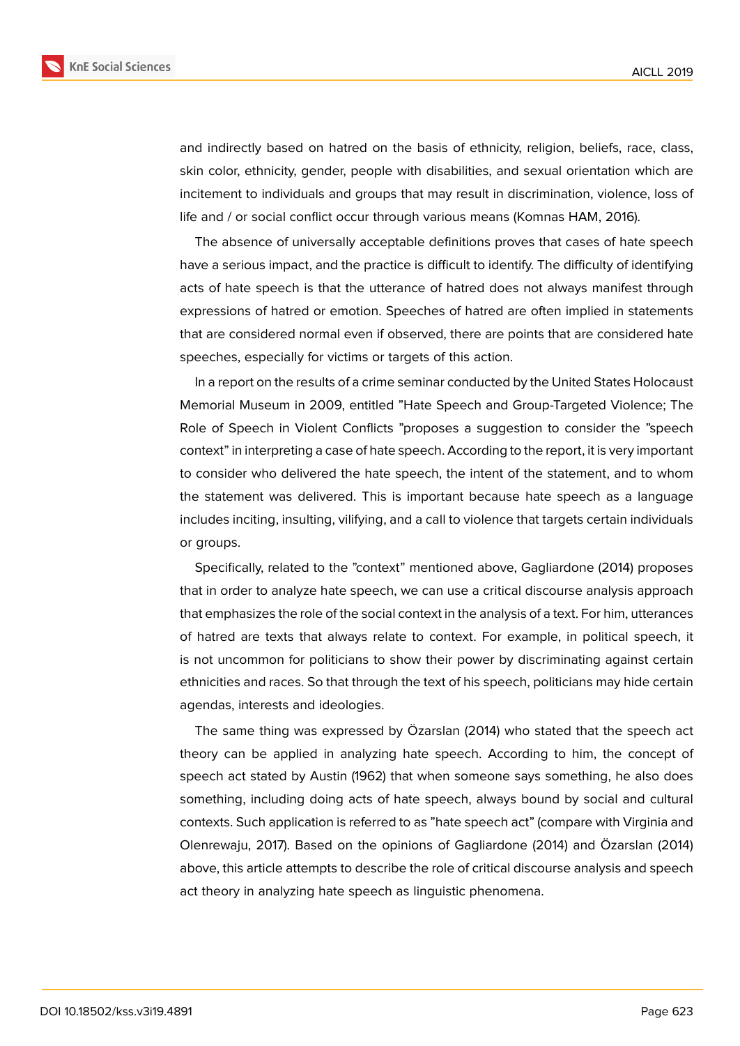and indirectly based on hatred on the basis of ethnicity, religion, beliefs, race, class, skin color, ethnicity, gender, people with disabilities, and sexual orientation which are incitement to individuals and groups that may result in discrimination, violence, loss of life and / or social conflict occur through various means (Komnas HAM, 2016).

The absence of universally acceptable definitions proves that cases of hate speech have a serious impact, and the practice is difficult to identify. The difficulty of identifying acts of hate speech is that the utterance of hatred does not always manifest through expressions of hatred or emotion. Speeches of hatred are often implied in statements that are considered normal even if observed, there are points that are considered hate speeches, especially for victims or targets of this action.

In a report on the results of a crime seminar conducted by the United States Holocaust Memorial Museum in 2009, entitled "Hate Speech and Group-Targeted Violence; The Role of Speech in Violent Conflicts "proposes a suggestion to consider the "speech context" in interpreting a case of hate speech. According to the report, it is very important to consider who delivered the hate speech, the intent of the statement, and to whom the statement was delivered. This is important because hate speech as a language includes inciting, insulting, vilifying, and a call to violence that targets certain individuals or groups.

Specifically, related to the "context" mentioned above, Gagliardone (2014) proposes that in order to analyze hate speech, we can use a critical discourse analysis approach that emphasizes the role of the social context in the analysis of a text. For him, utterances of hatred are texts that always relate to context. For example, in political speech, it is not uncommon for politicians to show their power by discriminating against certain ethnicities and races. So that through the text of his speech, politicians may hide certain agendas, interests and ideologies.

The same thing was expressed by Özarslan (2014) who stated that the speech act theory can be applied in analyzing hate speech. According to him, the concept of speech act stated by Austin (1962) that when someone says something, he also does something, including doing acts of hate speech, always bound by social and cultural contexts. Such application is referred to as "hate speech act" (compare with Virginia and Olenrewaju, 2017). Based on the opinions of Gagliardone (2014) and Özarslan (2014) above, this article attempts to describe the role of critical discourse analysis and speech act theory in analyzing hate speech as linguistic phenomena.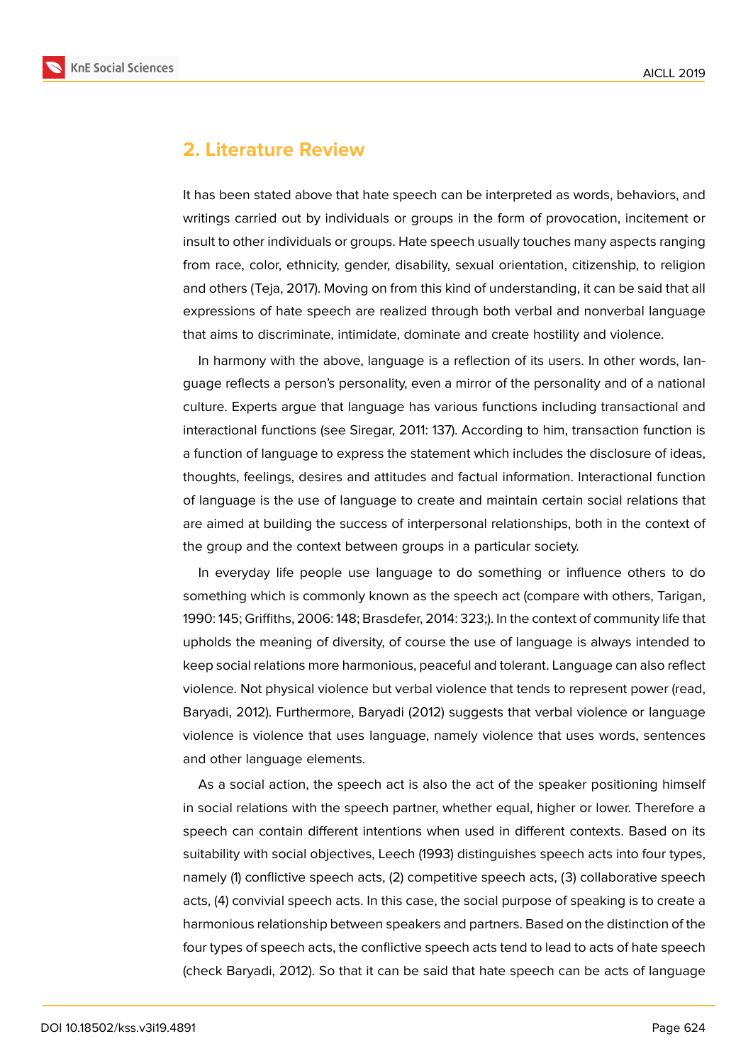## 2. Literature Review

It has been stated above that hate speech can be interpreted as words, behaviors, and writings carried out by individuals or groups in the form of provocation, incitement or insult to other individuals or groups. Hate speech usually touches many aspects ranging from race, color, ethnicity, gender, disability, sexual orientation, citizenship, to religion and others (Teja, 2017). Moving on from this kind of understanding, it can be said that all expressions of hate speech are realized through both verbal and nonverbal language that aims to discriminate, intimidate, dominate and create hostility and violence.

In harmony with the above, language is a reflection of its users. In other words, language reflects a person's personality, even a mirror of the personality and of a national culture. Experts argue that language has various functions including transactional and interactional functions (see Siregar, 2011: 137). According to him, transaction function is a function of language to express the statement which includes the disclosure of ideas, thoughts, feelings, desires and attitudes and factual information. Interactional function of language is the use of language to create and maintain certain social relations that are aimed at building the success of interpersonal relationships, both in the context of the group and the context between groups in a particular society.

In everyday life people use language to do something or influence others to do something which is commonly known as the speech act (compare with others, Tarigan, 1990: 145; Griffiths, 2006: 148; Brasdefer, 2014: 323;). In the context of community life that upholds the meaning of diversity, of course the use of language is always intended to keep social relations more harmonious, peaceful and tolerant. Language can also reflect violence. Not physical violence but verbal violence that tends to represent power (read, Baryadi, 2012). Furthermore, Baryadi (2012) suggests that verbal violence or language violence is violence that uses language, namely violence that uses words, sentences and other language elements.

As a social action, the speech act is also the act of the speaker positioning himself in social relations with the speech partner, whether equal, higher or lower. Therefore a speech can contain different intentions when used in different contexts. Based on its suitability with social objectives, Leech (1993) distinguishes speech acts into four types, namely (1) conflictive speech acts, (2) competitive speech acts, (3) collaborative speech acts, (4) convivial speech acts. In this case, the social purpose of speaking is to create a harmonious relationship between speakers and partners. Based on the distinction of the four types of speech acts, the conflictive speech acts tend to lead to acts of hate speech (check Baryadi, 2012). So that it can be said that hate speech can be acts of language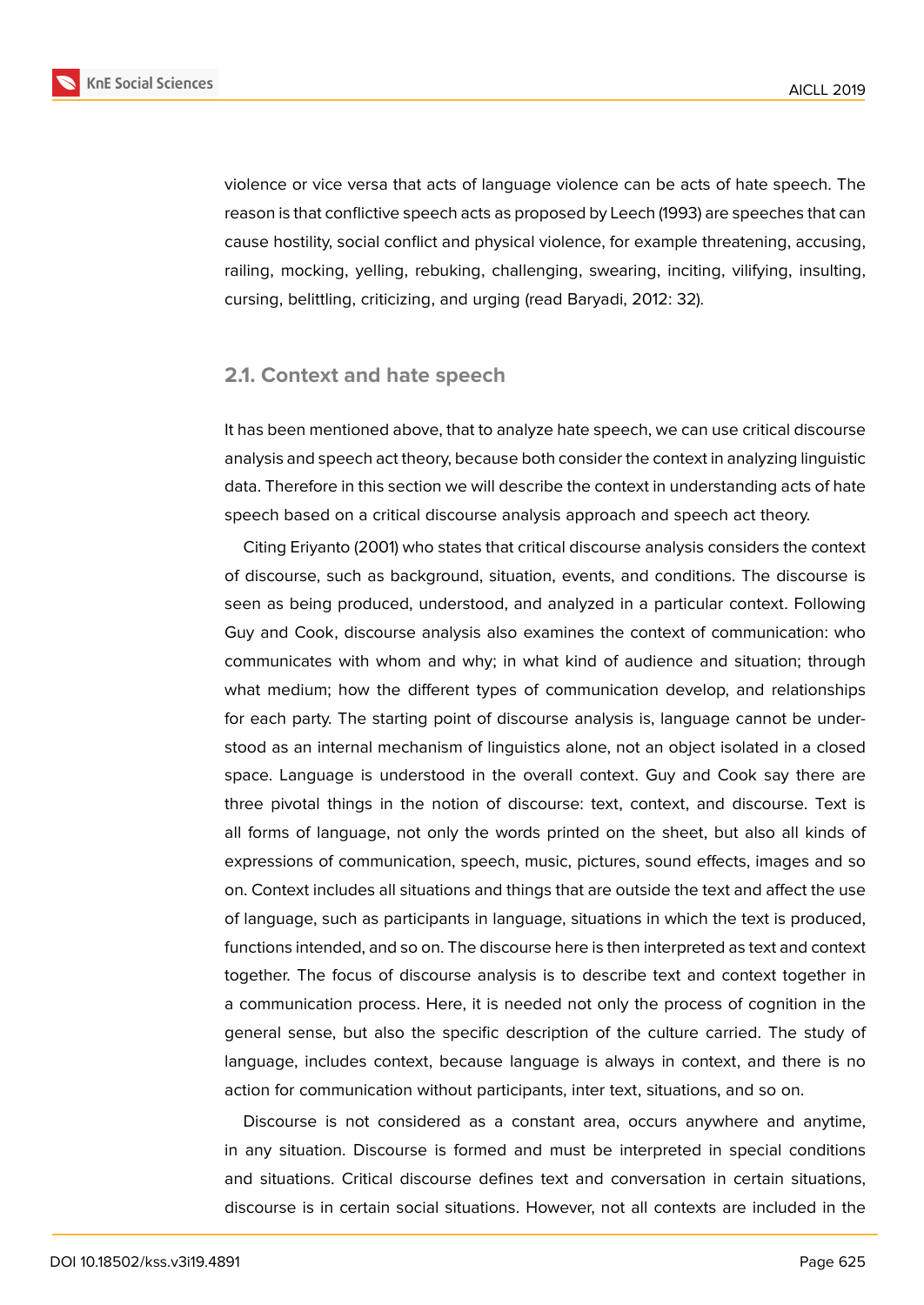violence or vice versa that acts of language violence can be acts of hate speech. The reason is that conflictive speech acts as proposed by Leech (1993) are speeches that can cause hostility, social conflict and physical violence, for example threatening, accusing, railing, mocking, yelling, rebuking, challenging, swearing, inciting, vilifying, insulting, cursing, belittling, criticizing, and urging (read Baryadi, 2012: 32).

## 2.1. Context and hate speech

It has been mentioned above, that to analyze hate speech, we can use critical discourse analysis and speech act theory, because both consider the context in analyzing linguistic data. Therefore in this section we will describe the context in understanding acts of hate speech based on a critical discourse analysis approach and speech act theory.

Citing Eriyanto (2001) who states that critical discourse analysis considers the context of discourse, such as background, situation, events, and conditions. The discourse is seen as being produced, understood, and analyzed in a particular context. Following Guy and Cook, discourse analysis also examines the context of communication: who communicates with whom and why; in what kind of audience and situation; through what medium; how the different types of communication develop, and relationships for each party. The starting point of discourse analysis is, language cannot be understood as an internal mechanism of linguistics alone, not an object isolated in a closed space. Language is understood in the overall context. Guy and Cook say there are three pivotal things in the notion of discourse: text, context, and discourse. Text is all forms of language, not only the words printed on the sheet, but also all kinds of expressions of communication, speech, music, pictures, sound effects, images and so on. Context includes all situations and things that are outside the text and affect the use of language, such as participants in language, situations in which the text is produced, functions intended, and so on. The discourse here is then interpreted as text and context together. The focus of discourse analysis is to describe text and context together in a communication process. Here, it is needed not only the process of cognition in the general sense, but also the specific description of the culture carried. The study of language, includes context, because language is always in context, and there is no action for communication without participants, inter text, situations, and so on.

Discourse is not considered as a constant area, occurs anywhere and anytime, in any situation. Discourse is formed and must be interpreted in special conditions and situations. Critical discourse defines text and conversation in certain situations, discourse is in certain social situations. However, not all contexts are included in the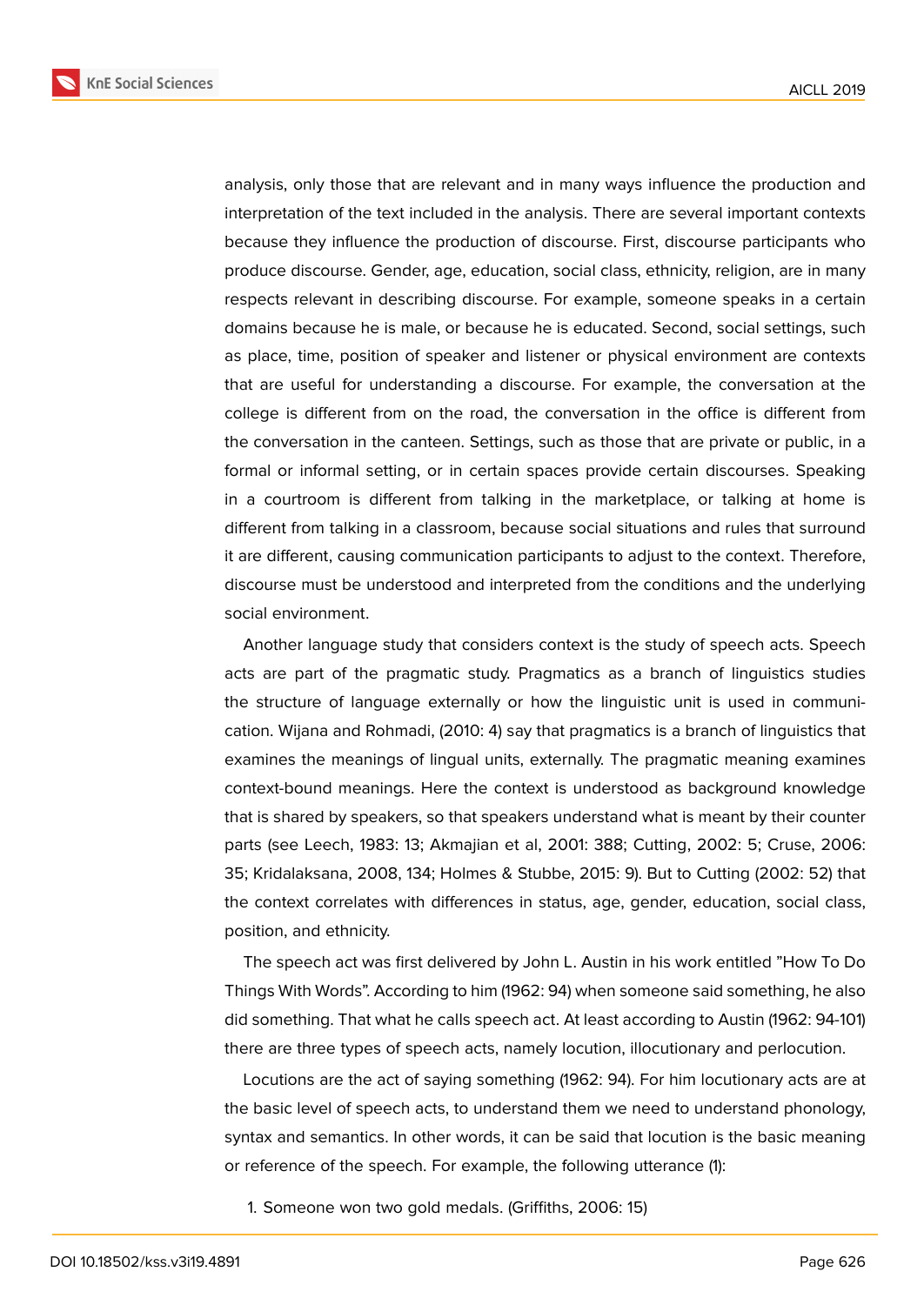analysis, only those that are relevant and in many ways influence the production and interpretation of the text included in the analysis. There are several important contexts because they influence the production of discourse. First, discourse participants who produce discourse. Gender, age, education, social class, ethnicity, religion, are in many respects relevant in describing discourse. For example, someone speaks in a certain domains because he is male, or because he is educated. Second, social settings, such as place, time, position of speaker and listener or physical environment are contexts that are useful for understanding a discourse. For example, the conversation at the college is different from on the road, the conversation in the office is different from the conversation in the canteen. Settings, such as those that are private or public, in a formal or informal setting, or in certain spaces provide certain discourses. Speaking in a courtroom is different from talking in the marketplace, or talking at home is different from talking in a classroom, because social situations and rules that surround it are different, causing communication participants to adjust to the context. Therefore, discourse must be understood and interpreted from the conditions and the underlying social environment.

Another language study that considers context is the study of speech acts. Speech acts are part of the pragmatic study. Pragmatics as a branch of linguistics studies the structure of language externally or how the linguistic unit is used in communication. Wijana and Rohmadi, (2010: 4) say that pragmatics is a branch of linguistics that examines the meanings of lingual units, externally. The pragmatic meaning examines context-bound meanings. Here the context is understood as background knowledge that is shared by speakers, so that speakers understand what is meant by their counter parts (see Leech, 1983: 13; Akmajian et al, 2001: 388; Cutting, 2002: 5; Cruse, 2006: 35; Kridalaksana, 2008, 134; Holmes & Stubbe, 2015: 9). But to Cutting (2002: 52) that the context correlates with differences in status, age, gender, education, social class, position, and ethnicity.

The speech act was first delivered by John L. Austin in his work entitled "How To Do Things With Words". According to him (1962: 94) when someone said something, he also did something. That what he calls speech act. At least according to Austin (1962: 94-101) there are three types of speech acts, namely locution, illocutionary and perlocution.

Locutions are the act of saying something (1962: 94). For him locutionary acts are at the basic level of speech acts, to understand them we need to understand phonology, syntax and semantics. In other words, it can be said that locution is the basic meaning or reference of the speech. For example, the following utterance (1):

1. Someone won two gold medals. (Griffiths, 2006: 15)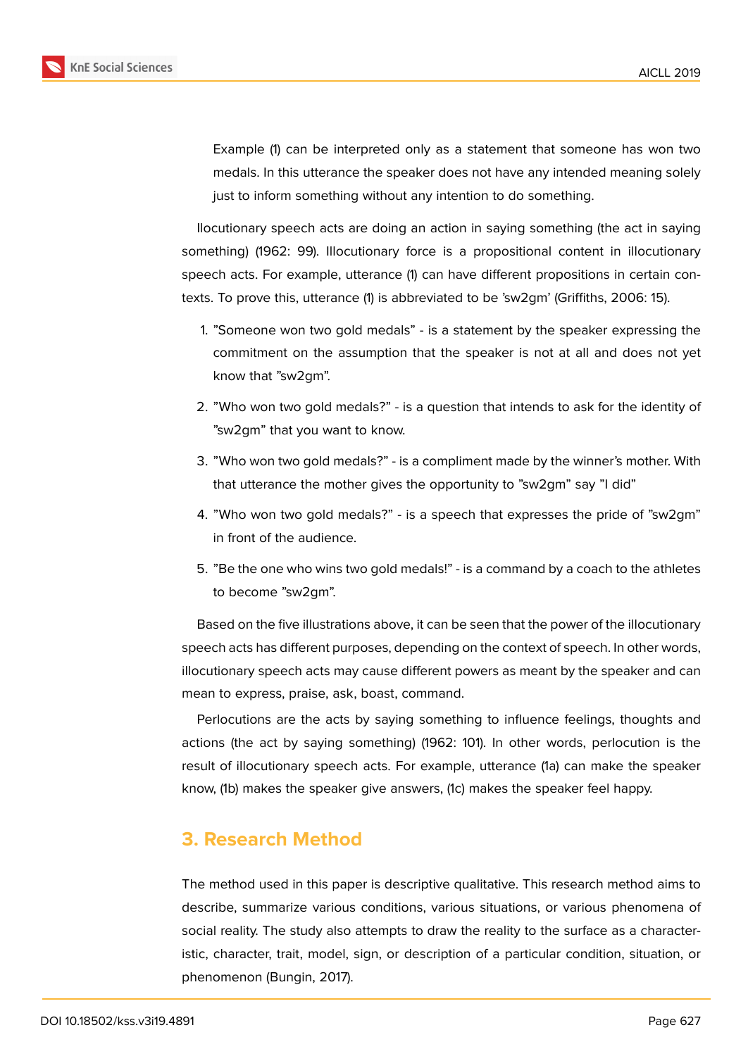Example (1) can be interpreted only as a statement that someone has won two medals. In this utterance the speaker does not have any intended meaning solely just to inform something without any intention to do something.

Ilocutionary speech acts are doing an action in saying something (the act in saying something) (1962: 99). Illocutionary force is a propositional content in illocutionary speech acts. For example, utterance (1) can have different propositions in certain contexts. To prove this, utterance (1) is abbreviated to be 'sw2gm' (Griffiths, 2006: 15).

1. "Someone won two gold medals" - is a statement by the speaker expressing the commitment on the assumption that the speaker is not at all and does not yet know that "sw2gm".
2. "Who won two gold medals?" - is a question that intends to ask for the identity of "sw2gm" that you want to know.
3. "Who won two gold medals?" - is a compliment made by the winner's mother. With that utterance the mother gives the opportunity to "sw2gm" say "I did"
4. "Who won two gold medals?" - is a speech that expresses the pride of "sw2gm" in front of the audience.
5. "Be the one who wins two gold medals!" - is a command by a coach to the athletes to become "sw2gm".

Based on the five illustrations above, it can be seen that the power of the illocutionary speech acts has different purposes, depending on the context of speech. In other words, illocutionary speech acts may cause different powers as meant by the speaker and can mean to express, praise, ask, boast, command.

Perlocutions are the acts by saying something to influence feelings, thoughts and actions (the act by saying something) (1962: 101). In other words, perlocution is the result of illocutionary speech acts. For example, utterance (1a) can make the speaker know, (1b) makes the speaker give answers, (1c) makes the speaker feel happy.

## 3. Research Method

The method used in this paper is descriptive qualitative. This research method aims to describe, summarize various conditions, various situations, or various phenomena of social reality. The study also attempts to draw the reality to the surface as a characteristic, character, trait, model, sign, or description of a particular condition, situation, or phenomenon (Bungin, 2017).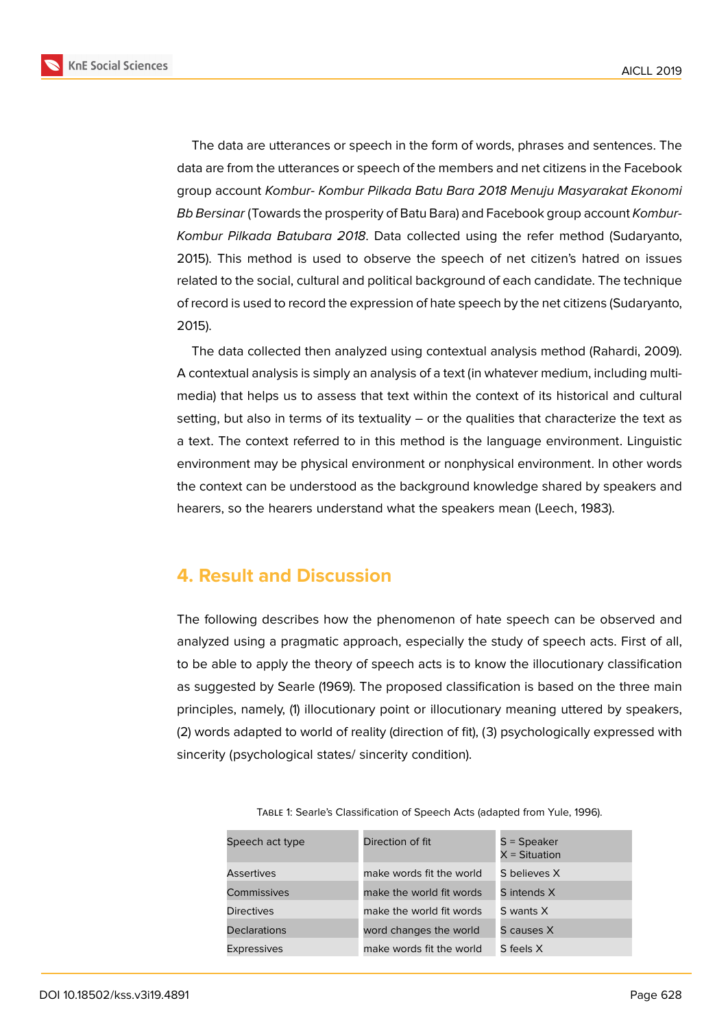The data are utterances or speech in the form of words, phrases and sentences. The data are from the utterances or speech of the members and net citizens in the Facebook group account *Kombur- Kombur Pilkada Batu Bara 2018 Menuju Masyarakat Ekonomi Bb Bersinar* (Towards the prosperity of Batu Bara) and Facebook group account *Kombur-Kombur Pilkada Batubara 2018*. Data collected using the refer method (Sudaryanto, 2015). This method is used to observe the speech of net citizen's hatred on issues related to the social, cultural and political background of each candidate. The technique of record is used to record the expression of hate speech by the net citizens (Sudaryanto, 2015).

The data collected then analyzed using contextual analysis method (Rahardi, 2009). A contextual analysis is simply an analysis of a text (in whatever medium, including multi-media) that helps us to assess that text within the context of its historical and cultural setting, but also in terms of its textuality – or the qualities that characterize the text as a text. The context referred to in this method is the language environment. Linguistic environment may be physical environment or nonphysical environment. In other words the context can be understood as the background knowledge shared by speakers and hearers, so the hearers understand what the speakers mean (Leech, 1983).

## 4. Result and Discussion

The following describes how the phenomenon of hate speech can be observed and analyzed using a pragmatic approach, especially the study of speech acts. First of all, to be able to apply the theory of speech acts is to know the illocutionary classification as suggested by Searle (1969). The proposed classification is based on the three main principles, namely, (1) illocutionary point or illocutionary meaning uttered by speakers, (2) words adapted to world of reality (direction of fit), (3) psychologically expressed with sincerity (psychological states/ sincerity condition).

Table 1: Searle's Classification of Speech Acts (adapted from Yule, 1996).

| Speech act type | Direction of fit | S = Speaker<br>X = Situation |
|---|---|---|
| Assertives | make words fit the world | S believes X |
| Commissives | make the world fit words | S intends X |
| Directives | make the world fit words | S wants X |
| Declarations | word changes the world | S causes X |
| Expressives | make words fit the world | S feels X |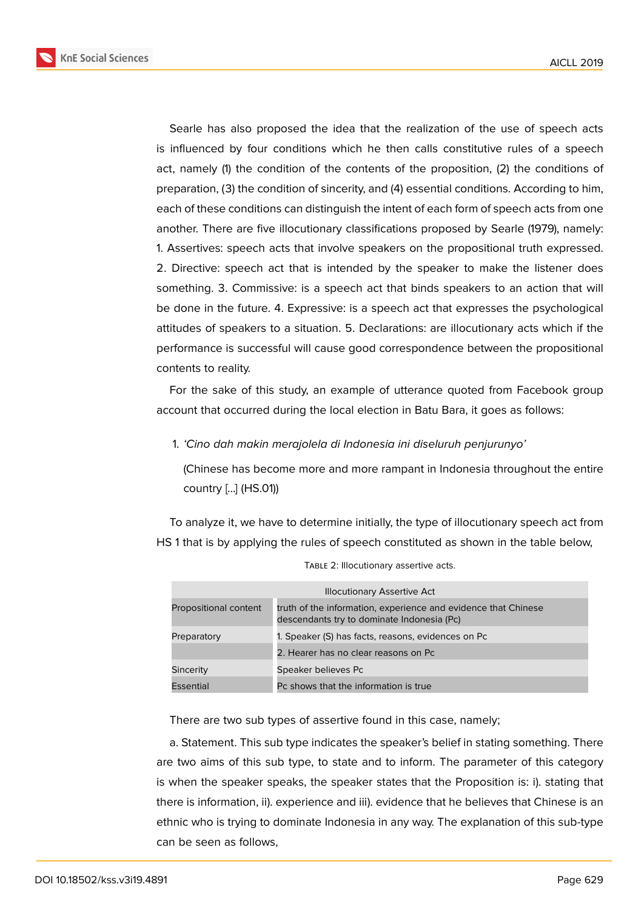Searle has also proposed the idea that the realization of the use of speech acts is influenced by four conditions which he then calls constitutive rules of a speech act, namely (1) the condition of the contents of the proposition, (2) the conditions of preparation, (3) the condition of sincerity, and (4) essential conditions. According to him, each of these conditions can distinguish the intent of each form of speech acts from one another. There are five illocutionary classifications proposed by Searle (1979), namely: 1. Assertives: speech acts that involve speakers on the propositional truth expressed. 2. Directive: speech act that is intended by the speaker to make the listener does something. 3. Commissive: is a speech act that binds speakers to an action that will be done in the future. 4. Expressive: is a speech act that expresses the psychological attitudes of speakers to a situation. 5. Declarations: are illocutionary acts which if the performance is successful will cause good correspondence between the propositional contents to reality.

For the sake of this study, an example of utterance quoted from Facebook group account that occurred during the local election in Batu Bara, it goes as follows:

1. *'Cino dah makin merajolela di Indonesia ini diseluruh penjurunyo'*

   (Chinese has become more and more rampant in Indonesia throughout the entire country [...] (HS.01))

To analyze it, we have to determine initially, the type of illocutionary speech act from HS 1 that is by applying the rules of speech constituted as shown in the table below,

Table 2: Illocutionary assertive acts.

| Illocutionary Assertive Act | |
|---|---|
| Propositional content | truth of the information, experience and evidence that Chinese descendants try to dominate Indonesia (Pc) |
| Preparatory | 1. Speaker (S) has facts, reasons, evidences on Pc |
| | 2. Hearer has no clear reasons on Pc |
| Sincerity | Speaker believes Pc |
| Essential | Pc shows that the information is true |

There are two sub types of assertive found in this case, namely;

a. Statement. This sub type indicates the speaker's belief in stating something. There are two aims of this sub type, to state and to inform. The parameter of this category is when the speaker speaks, the speaker states that the Proposition is: i). stating that there is information, ii). experience and iii). evidence that he believes that Chinese is an ethnic who is trying to dominate Indonesia in any way. The explanation of this sub-type can be seen as follows,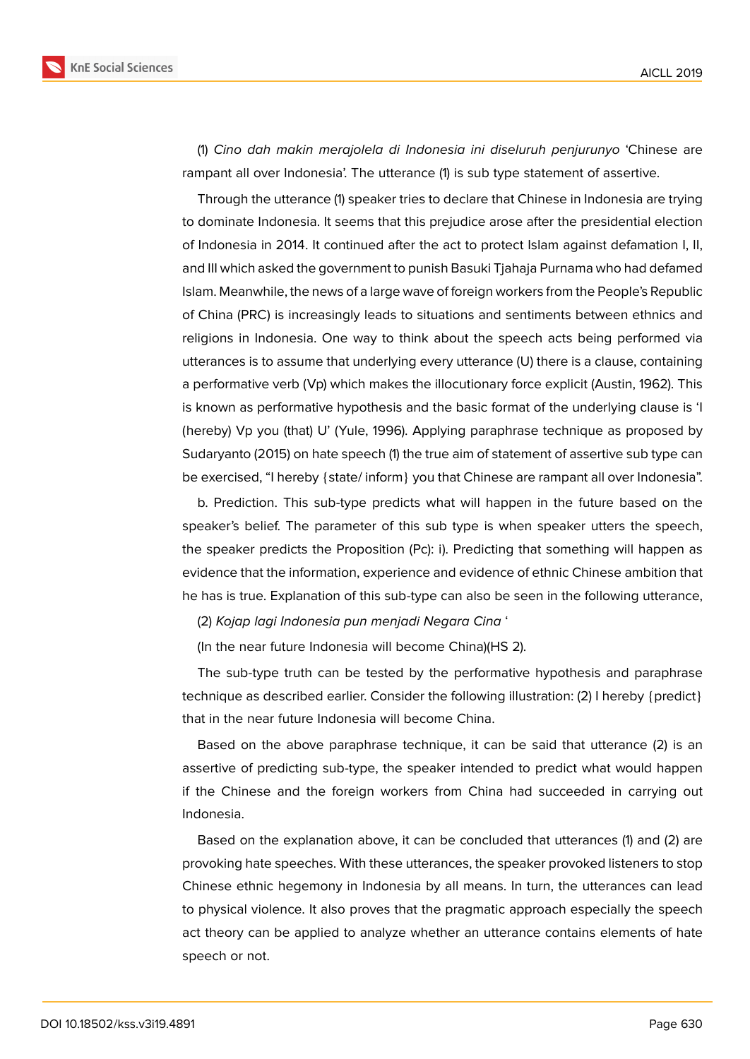(1) *Cino dah makin merajolela di Indonesia ini diseluruh penjurunyo* 'Chinese are rampant all over Indonesia'. The utterance (1) is sub type statement of assertive.

Through the utterance (1) speaker tries to declare that Chinese in Indonesia are trying to dominate Indonesia. It seems that this prejudice arose after the presidential election of Indonesia in 2014. It continued after the act to protect Islam against defamation I, II, and III which asked the government to punish Basuki Tjahaja Purnama who had defamed Islam. Meanwhile, the news of a large wave of foreign workers from the People's Republic of China (PRC) is increasingly leads to situations and sentiments between ethnics and religions in Indonesia. One way to think about the speech acts being performed via utterances is to assume that underlying every utterance (U) there is a clause, containing a performative verb (Vp) which makes the illocutionary force explicit (Austin, 1962). This is known as performative hypothesis and the basic format of the underlying clause is 'I (hereby) Vp you (that) U' (Yule, 1996). Applying paraphrase technique as proposed by Sudaryanto (2015) on hate speech (1) the true aim of statement of assertive sub type can be exercised, "I hereby {state/ inform} you that Chinese are rampant all over Indonesia".

b. Prediction. This sub-type predicts what will happen in the future based on the speaker's belief. The parameter of this sub type is when speaker utters the speech, the speaker predicts the Proposition (Pc): i). Predicting that something will happen as evidence that the information, experience and evidence of ethnic Chinese ambition that he has is true. Explanation of this sub-type can also be seen in the following utterance,

(2) *Kojap lagi Indonesia pun menjadi Negara Cina* '

(In the near future Indonesia will become China)(HS 2).

The sub-type truth can be tested by the performative hypothesis and paraphrase technique as described earlier. Consider the following illustration: (2) I hereby {predict} that in the near future Indonesia will become China.

Based on the above paraphrase technique, it can be said that utterance (2) is an assertive of predicting sub-type, the speaker intended to predict what would happen if the Chinese and the foreign workers from China had succeeded in carrying out Indonesia.

Based on the explanation above, it can be concluded that utterances (1) and (2) are provoking hate speeches. With these utterances, the speaker provoked listeners to stop Chinese ethnic hegemony in Indonesia by all means. In turn, the utterances can lead to physical violence. It also proves that the pragmatic approach especially the speech act theory can be applied to analyze whether an utterance contains elements of hate speech or not.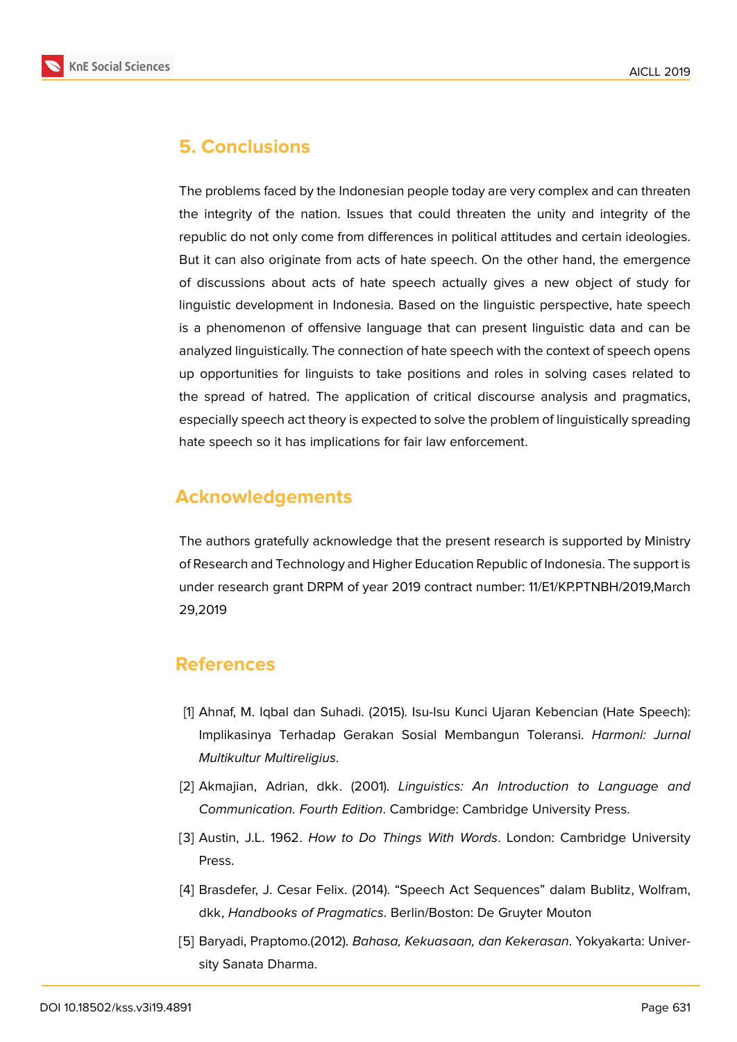## 5. Conclusions

The problems faced by the Indonesian people today are very complex and can threaten the integrity of the nation. Issues that could threaten the unity and integrity of the republic do not only come from differences in political attitudes and certain ideologies. But it can also originate from acts of hate speech. On the other hand, the emergence of discussions about acts of hate speech actually gives a new object of study for linguistic development in Indonesia. Based on the linguistic perspective, hate speech is a phenomenon of offensive language that can present linguistic data and can be analyzed linguistically. The connection of hate speech with the context of speech opens up opportunities for linguists to take positions and roles in solving cases related to the spread of hatred. The application of critical discourse analysis and pragmatics, especially speech act theory is expected to solve the problem of linguistically spreading hate speech so it has implications for fair law enforcement.

## Acknowledgements

The authors gratefully acknowledge that the present research is supported by Ministry of Research and Technology and Higher Education Republic of Indonesia. The support is under research grant DRPM of year 2019 contract number: 11/E1/KP.PTNBH/2019,March 29,2019

## References

[1] Ahnaf, M. Iqbal dan Suhadi. (2015). Isu-Isu Kunci Ujaran Kebencian (Hate Speech): Implikasinya Terhadap Gerakan Sosial Membangun Toleransi. *Harmoni: Jurnal Multikultur Multireligius*.

[2] Akmajian, Adrian, dkk. (2001). *Linguistics: An Introduction to Language and Communication. Fourth Edition*. Cambridge: Cambridge University Press.

[3] Austin, J.L. 1962. *How to Do Things With Words*. London: Cambridge University Press.

[4] Brasdefer, J. Cesar Felix. (2014). "Speech Act Sequences" dalam Bublitz, Wolfram, dkk, *Handbooks of Pragmatics*. Berlin/Boston: De Gruyter Mouton

[5] Baryadi, Praptomo.(2012). *Bahasa, Kekuasaan, dan Kekerasan*. Yokyakarta: University Sanata Dharma.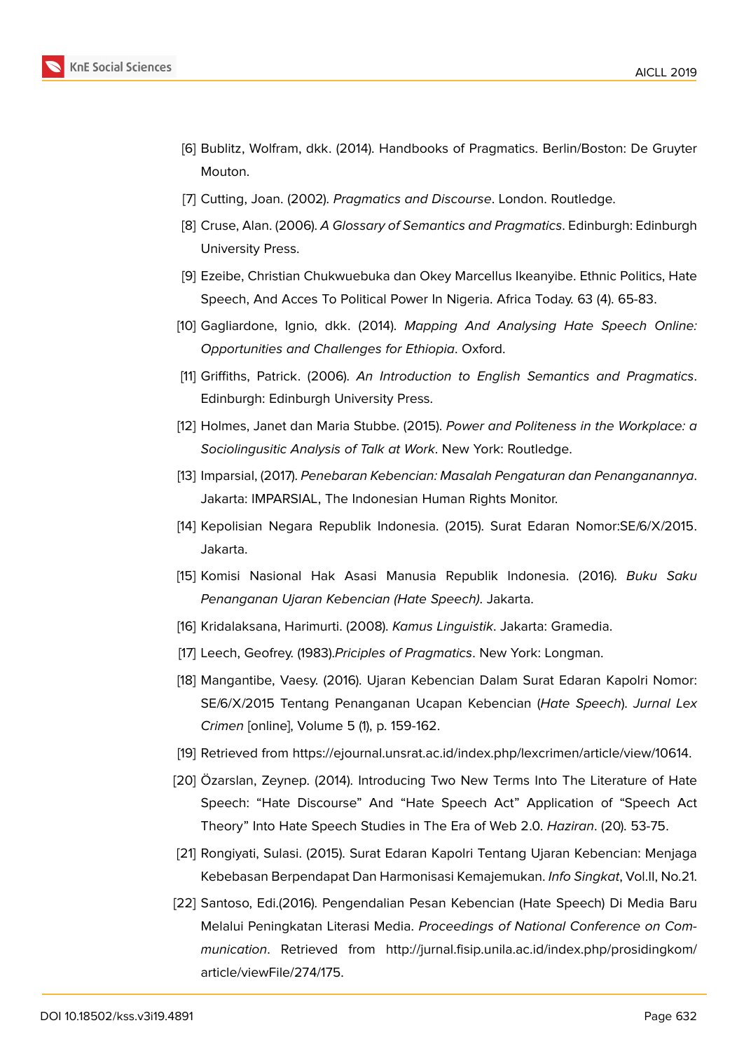[6] Bublitz, Wolfram, dkk. (2014). Handbooks of Pragmatics. Berlin/Boston: De Gruyter Mouton.

[7] Cutting, Joan. (2002). *Pragmatics and Discourse*. London. Routledge.

[8] Cruse, Alan. (2006). *A Glossary of Semantics and Pragmatics*. Edinburgh: Edinburgh University Press.

[9] Ezeibe, Christian Chukwuebuka dan Okey Marcellus Ikeanyibe. Ethnic Politics, Hate Speech, And Acces To Political Power In Nigeria. Africa Today. 63 (4). 65-83.

[10] Gagliardone, Ignio, dkk. (2014). *Mapping And Analysing Hate Speech Online: Opportunities and Challenges for Ethiopia*. Oxford.

[11] Griffiths, Patrick. (2006). *An Introduction to English Semantics and Pragmatics*. Edinburgh: Edinburgh University Press.

[12] Holmes, Janet dan Maria Stubbe. (2015). *Power and Politeness in the Workplace: a Sociolingusitic Analysis of Talk at Work*. New York: Routledge.

[13] Imparsial, (2017). *Penebaran Kebencian: Masalah Pengaturan dan Penanganannya*. Jakarta: IMPARSIAL, The Indonesian Human Rights Monitor.

[14] Kepolisian Negara Republik Indonesia. (2015). Surat Edaran Nomor:SE/6/X/2015. Jakarta.

[15] Komisi Nasional Hak Asasi Manusia Republik Indonesia. (2016). *Buku Saku Penanganan Ujaran Kebencian (Hate Speech)*. Jakarta.

[16] Kridalaksana, Harimurti. (2008). *Kamus Linguistik*. Jakarta: Gramedia.

[17] Leech, Geofrey. (1983).*Priciples of Pragmatics*. New York: Longman.

[18] Mangantibe, Vaesy. (2016). Ujaran Kebencian Dalam Surat Edaran Kapolri Nomor: SE/6/X/2015 Tentang Penanganan Ucapan Kebencian (*Hate Speech*). *Jurnal Lex Crimen* [online], Volume 5 (1), p. 159-162.

[19] Retrieved from https://ejournal.unsrat.ac.id/index.php/lexcrimen/article/view/10614.

[20] Özarslan, Zeynep. (2014). Introducing Two New Terms Into The Literature of Hate Speech: "Hate Discourse" And "Hate Speech Act" Application of "Speech Act Theory" Into Hate Speech Studies in The Era of Web 2.0. *Haziran*. (20). 53-75.

[21] Rongiyati, Sulasi. (2015). Surat Edaran Kapolri Tentang Ujaran Kebencian: Menjaga Kebebasan Berpendapat Dan Harmonisasi Kemajemukan. *Info Singkat*, Vol.II, No.21.

[22] Santoso, Edi.(2016). Pengendalian Pesan Kebencian (Hate Speech) Di Media Baru Melalui Peningkatan Literasi Media. *Proceedings of National Conference on Communication*. Retrieved from http://jurnal.fisip.unila.ac.id/index.php/prosidingkom/article/viewFile/274/175.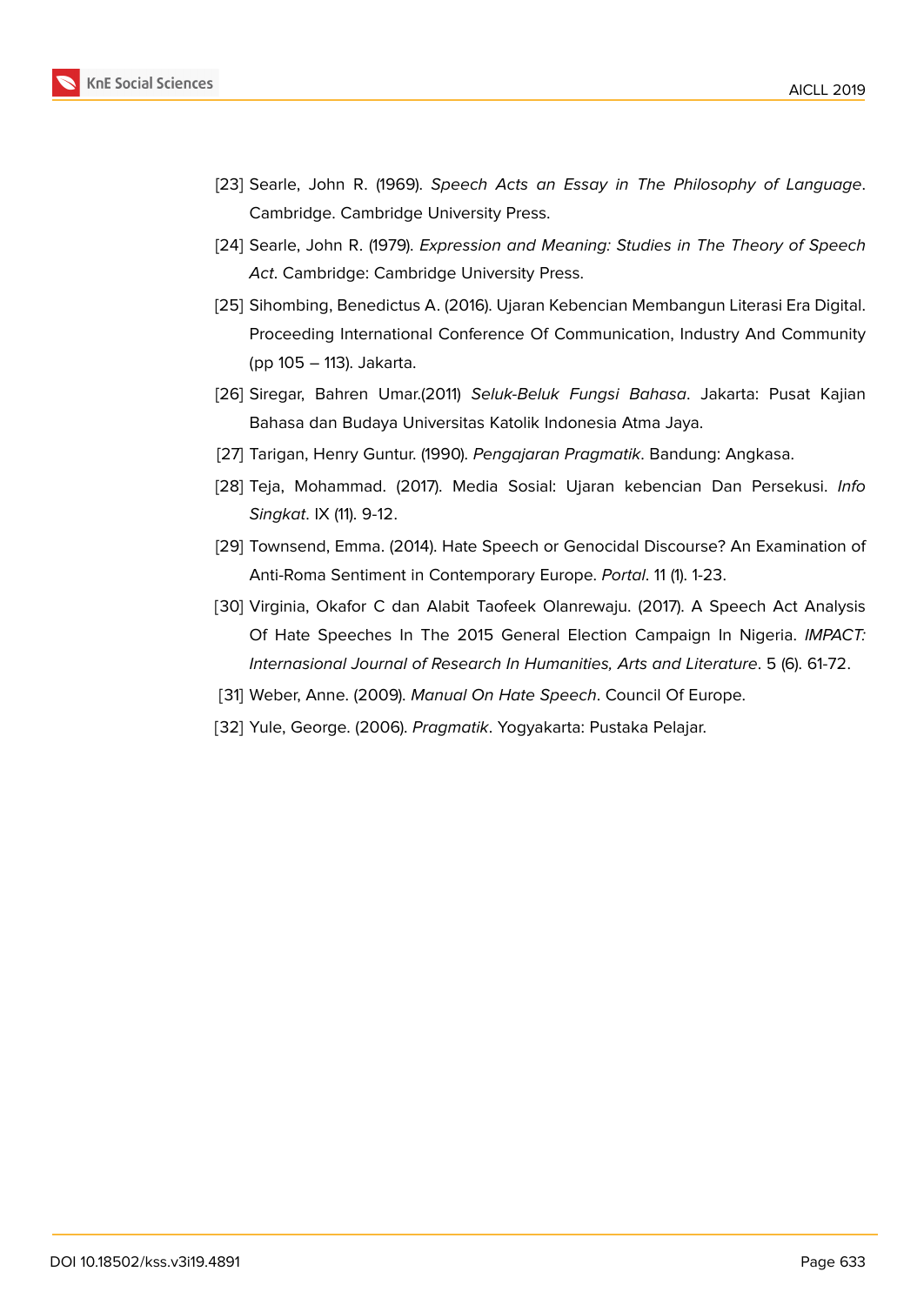[23] Searle, John R. (1969). *Speech Acts an Essay in The Philosophy of Language*. Cambridge. Cambridge University Press.

[24] Searle, John R. (1979). *Expression and Meaning: Studies in The Theory of Speech Act*. Cambridge: Cambridge University Press.

[25] Sihombing, Benedictus A. (2016). Ujaran Kebencian Membangun Literasi Era Digital. Proceeding International Conference Of Communication, Industry And Community (pp 105 – 113). Jakarta.

[26] Siregar, Bahren Umar.(2011) *Seluk-Beluk Fungsi Bahasa*. Jakarta: Pusat Kajian Bahasa dan Budaya Universitas Katolik Indonesia Atma Jaya.

[27] Tarigan, Henry Guntur. (1990). *Pengajaran Pragmatik*. Bandung: Angkasa.

[28] Teja, Mohammad. (2017). Media Sosial: Ujaran kebencian Dan Persekusi. *Info Singkat*. IX (11). 9-12.

[29] Townsend, Emma. (2014). Hate Speech or Genocidal Discourse? An Examination of Anti-Roma Sentiment in Contemporary Europe. *Portal*. 11 (1). 1-23.

[30] Virginia, Okafor C dan Alabit Taofeek Olanrewaju. (2017). A Speech Act Analysis Of Hate Speeches In The 2015 General Election Campaign In Nigeria. *IMPACT: Internasional Journal of Research In Humanities, Arts and Literature*. 5 (6). 61-72.

[31] Weber, Anne. (2009). *Manual On Hate Speech*. Council Of Europe.

[32] Yule, George. (2006). *Pragmatik*. Yogyakarta: Pustaka Pelajar.